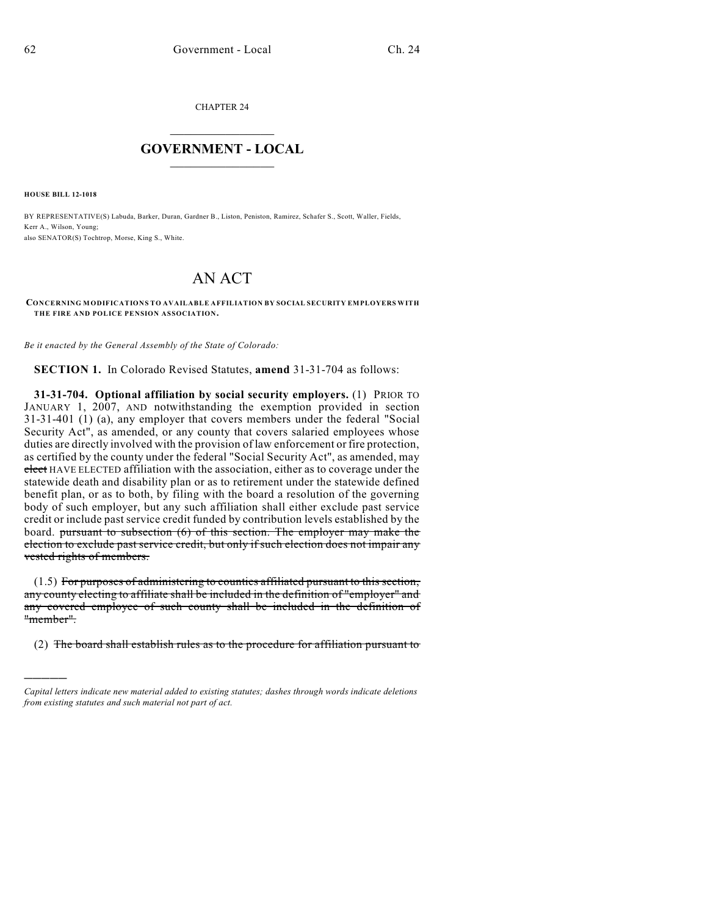CHAPTER 24

# GOVERNMENT - LOCAL

**HOUSE BILL 12-1018**

BY REPRESENTATIVE(S) Labuda, Barker, Duran, Gardner B., Liston, Peniston, Ramirez, Schafer S., Scott, Waller, Fields, Kerr A., Wilson, Young;
also SENATOR(S) Tochtrop, Morse, King S., White.

# AN ACT

**CONCERNING MODIFICATIONS TO AVAILABLE AFFILIATION BY SOCIAL SECURITY EMPLOYERS WITH THE FIRE AND POLICE PENSION ASSOCIATION.**

*Be it enacted by the General Assembly of the State of Colorado:*

**SECTION 1.** In Colorado Revised Statutes, **amend** 31-31-704 as follows:

**31-31-704. Optional affiliation by social security employers.** (1) PRIOR TO JANUARY 1, 2007, AND notwithstanding the exemption provided in section 31-31-401 (1) (a), any employer that covers members under the federal "Social Security Act", as amended, or any county that covers salaried employees whose duties are directly involved with the provision of law enforcement or fire protection, as certified by the county under the federal "Social Security Act", as amended, may ~~elect~~ HAVE ELECTED affiliation with the association, either as to coverage under the statewide death and disability plan or as to retirement under the statewide defined benefit plan, or as to both, by filing with the board a resolution of the governing body of such employer, but any such affiliation shall either exclude past service credit or include past service credit funded by contribution levels established by the board. ~~pursuant to subsection (6) of this section. The employer may make the election to exclude past service credit, but only if such election does not impair any vested rights of members.~~

(1.5) ~~For purposes of administering to counties affiliated pursuant to this section, any county electing to affiliate shall be included in the definition of "employer" and any covered employee of such county shall be included in the definition of "member".~~

(2) ~~The board shall establish rules as to the procedure for affiliation pursuant to~~

---

*Capital letters indicate new material added to existing statutes; dashes through words indicate deletions from existing statutes and such material not part of act.*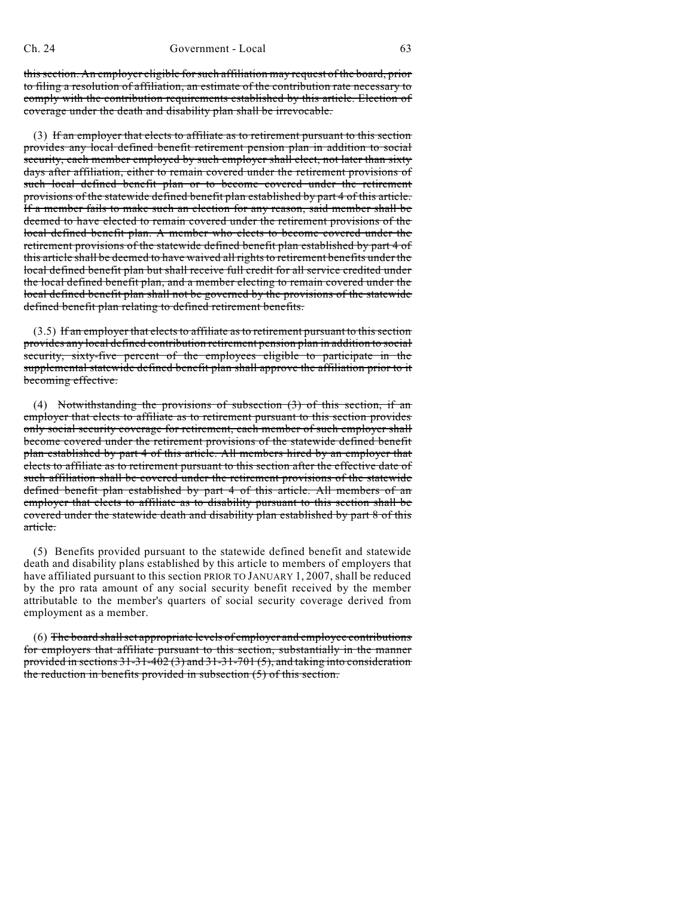~~this section. An employer eligible for such affiliation may request of the board, prior to filing a resolution of affiliation, an estimate of the contribution rate necessary to comply with the contribution requirements established by this article. Election of coverage under the death and disability plan shall be irrevocable.~~

(3) ~~If an employer that elects to affiliate as to retirement pursuant to this section provides any local defined benefit retirement pension plan in addition to social security, each member employed by such employer shall elect, not later than sixty days after affiliation, either to remain covered under the retirement provisions of such local defined benefit plan or to become covered under the retirement provisions of the statewide defined benefit plan established by part 4 of this article. If a member fails to make such an election for any reason, said member shall be deemed to have elected to remain covered under the retirement provisions of the local defined benefit plan. A member who elects to become covered under the retirement provisions of the statewide defined benefit plan established by part 4 of this article shall be deemed to have waived all rights to retirement benefits under the local defined benefit plan but shall receive full credit for all service credited under the local defined benefit plan, and a member electing to remain covered under the local defined benefit plan shall not be governed by the provisions of the statewide defined benefit plan relating to defined retirement benefits.~~

(3.5) ~~If an employer that elects to affiliate as to retirement pursuant to this section provides any local defined contribution retirement pension plan in addition to social security, sixty-five percent of the employees eligible to participate in the supplemental statewide defined benefit plan shall approve the affiliation prior to it becoming effective.~~

(4) ~~Notwithstanding the provisions of subsection (3) of this section, if an employer that elects to affiliate as to retirement pursuant to this section provides only social security coverage for retirement, each member of such employer shall become covered under the retirement provisions of the statewide defined benefit plan established by part 4 of this article. All members hired by an employer that elects to affiliate as to retirement pursuant to this section after the effective date of such affiliation shall be covered under the retirement provisions of the statewide defined benefit plan established by part 4 of this article. All members of an employer that elects to affiliate as to disability pursuant to this section shall be covered under the statewide death and disability plan established by part 8 of this article.~~

(5) Benefits provided pursuant to the statewide defined benefit and statewide death and disability plans established by this article to members of employers that have affiliated pursuant to this section PRIOR TO JANUARY 1, 2007, shall be reduced by the pro rata amount of any social security benefit received by the member attributable to the member's quarters of social security coverage derived from employment as a member.

(6) ~~The board shall set appropriate levels of employer and employee contributions for employers that affiliate pursuant to this section, substantially in the manner provided in sections 31-31-402 (3) and 31-31-701 (5), and taking into consideration the reduction in benefits provided in subsection (5) of this section.~~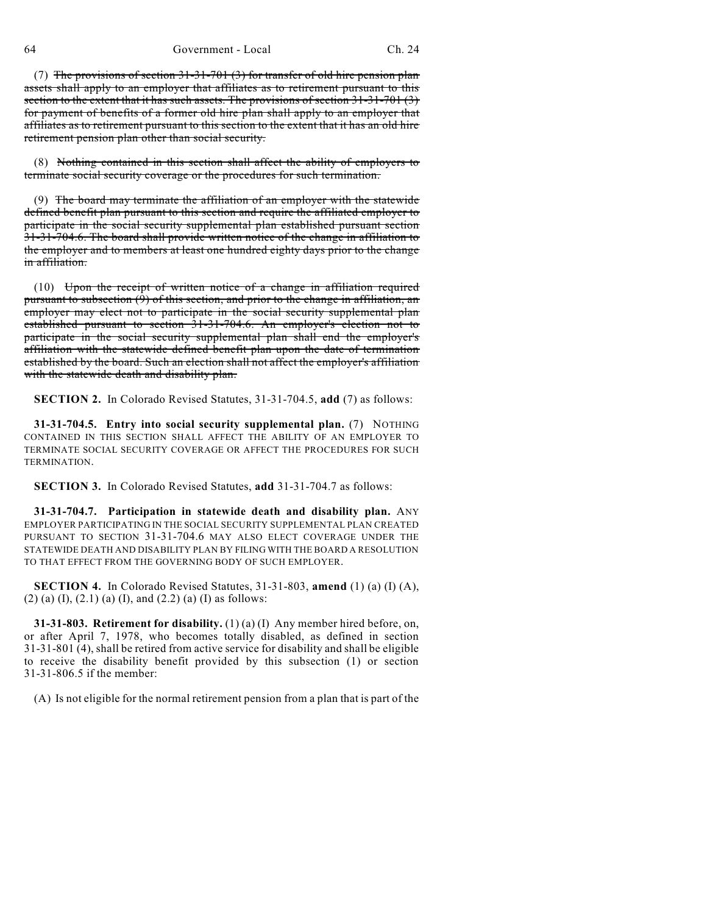(7) ~~The provisions of section 31-31-701 (3) for transfer of old hire pension plan assets shall apply to an employer that affiliates as to retirement pursuant to this section to the extent that it has such assets. The provisions of section 31-31-701 (3) for payment of benefits of a former old hire plan shall apply to an employer that affiliates as to retirement pursuant to this section to the extent that it has an old hire retirement pension plan other than social security.~~

(8) ~~Nothing contained in this section shall affect the ability of employers to terminate social security coverage or the procedures for such termination.~~

(9) ~~The board may terminate the affiliation of an employer with the statewide defined benefit plan pursuant to this section and require the affiliated employer to participate in the social security supplemental plan established pursuant section 31-31-704.6. The board shall provide written notice of the change in affiliation to the employer and to members at least one hundred eighty days prior to the change in affiliation.~~

(10) ~~Upon the receipt of written notice of a change in affiliation required pursuant to subsection (9) of this section, and prior to the change in affiliation, an employer may elect not to participate in the social security supplemental plan established pursuant to section 31-31-704.6. An employer's election not to participate in the social security supplemental plan shall end the employer's affiliation with the statewide defined benefit plan upon the date of termination established by the board. Such an election shall not affect the employer's affiliation with the statewide death and disability plan.~~

**SECTION 2.** In Colorado Revised Statutes, 31-31-704.5, **add** (7) as follows:

**31-31-704.5. Entry into social security supplemental plan.** (7) NOTHING CONTAINED IN THIS SECTION SHALL AFFECT THE ABILITY OF AN EMPLOYER TO TERMINATE SOCIAL SECURITY COVERAGE OR AFFECT THE PROCEDURES FOR SUCH TERMINATION.

**SECTION 3.** In Colorado Revised Statutes, **add** 31-31-704.7 as follows:

**31-31-704.7. Participation in statewide death and disability plan.** ANY EMPLOYER PARTICIPATING IN THE SOCIAL SECURITY SUPPLEMENTAL PLAN CREATED PURSUANT TO SECTION 31-31-704.6 MAY ALSO ELECT COVERAGE UNDER THE STATEWIDE DEATH AND DISABILITY PLAN BY FILING WITH THE BOARD A RESOLUTION TO THAT EFFECT FROM THE GOVERNING BODY OF SUCH EMPLOYER.

**SECTION 4.** In Colorado Revised Statutes, 31-31-803, **amend** (1) (a) (I) (A), (2) (a) (I), (2.1) (a) (I), and (2.2) (a) (I) as follows:

**31-31-803. Retirement for disability.** (1) (a) (I) Any member hired before, on, or after April 7, 1978, who becomes totally disabled, as defined in section 31-31-801 (4), shall be retired from active service for disability and shall be eligible to receive the disability benefit provided by this subsection (1) or section 31-31-806.5 if the member:

(A) Is not eligible for the normal retirement pension from a plan that is part of the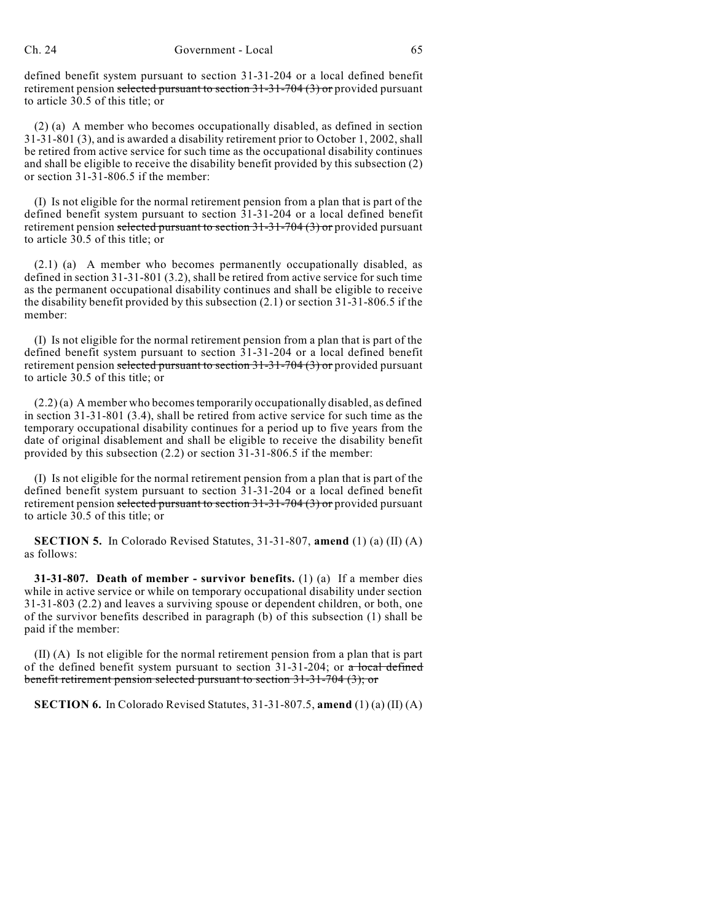defined benefit system pursuant to section 31-31-204 or a local defined benefit retirement pension ~~selected pursuant to section 31-31-704 (3) or~~ provided pursuant to article 30.5 of this title; or

(2) (a) A member who becomes occupationally disabled, as defined in section 31-31-801 (3), and is awarded a disability retirement prior to October 1, 2002, shall be retired from active service for such time as the occupational disability continues and shall be eligible to receive the disability benefit provided by this subsection (2) or section 31-31-806.5 if the member:

(I) Is not eligible for the normal retirement pension from a plan that is part of the defined benefit system pursuant to section 31-31-204 or a local defined benefit retirement pension ~~selected pursuant to section 31-31-704 (3) or~~ provided pursuant to article 30.5 of this title; or

(2.1) (a) A member who becomes permanently occupationally disabled, as defined in section 31-31-801 (3.2), shall be retired from active service for such time as the permanent occupational disability continues and shall be eligible to receive the disability benefit provided by this subsection (2.1) or section 31-31-806.5 if the member:

(I) Is not eligible for the normal retirement pension from a plan that is part of the defined benefit system pursuant to section 31-31-204 or a local defined benefit retirement pension ~~selected pursuant to section 31-31-704 (3) or~~ provided pursuant to article 30.5 of this title; or

(2.2) (a) A member who becomes temporarily occupationally disabled, as defined in section 31-31-801 (3.4), shall be retired from active service for such time as the temporary occupational disability continues for a period up to five years from the date of original disablement and shall be eligible to receive the disability benefit provided by this subsection (2.2) or section 31-31-806.5 if the member:

(I) Is not eligible for the normal retirement pension from a plan that is part of the defined benefit system pursuant to section 31-31-204 or a local defined benefit retirement pension ~~selected pursuant to section 31-31-704 (3) or~~ provided pursuant to article 30.5 of this title; or

**SECTION 5.** In Colorado Revised Statutes, 31-31-807, **amend** (1) (a) (II) (A) as follows:

**31-31-807. Death of member - survivor benefits.** (1) (a) If a member dies while in active service or while on temporary occupational disability under section 31-31-803 (2.2) and leaves a surviving spouse or dependent children, or both, one of the survivor benefits described in paragraph (b) of this subsection (1) shall be paid if the member:

(II) (A) Is not eligible for the normal retirement pension from a plan that is part of the defined benefit system pursuant to section 31-31-204; or ~~a local defined benefit retirement pension selected pursuant to section 31-31-704 (3); or~~

**SECTION 6.** In Colorado Revised Statutes, 31-31-807.5, **amend** (1) (a) (II) (A)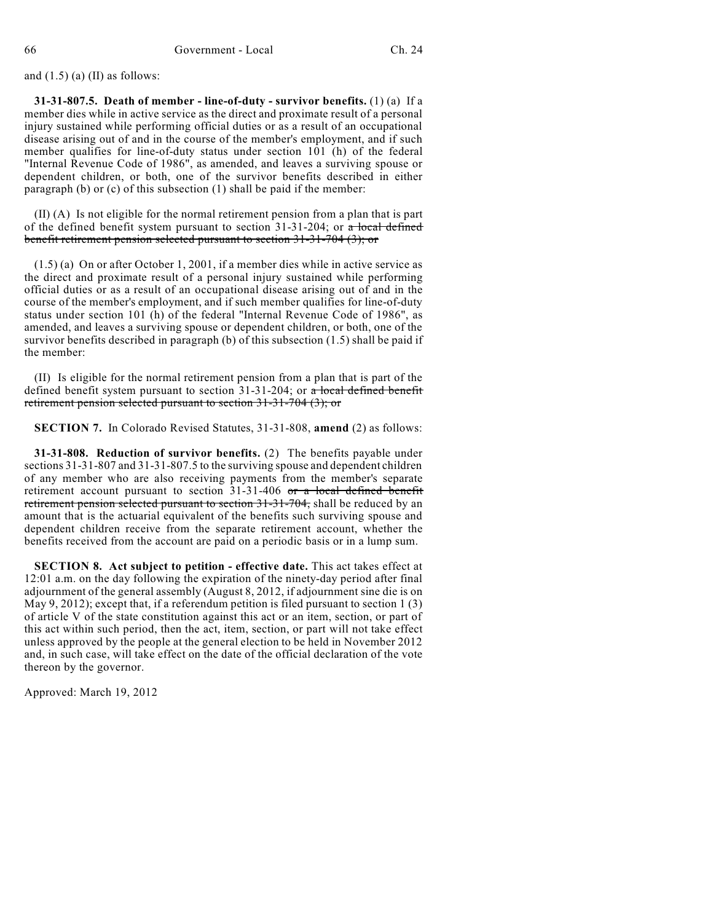and (1.5) (a) (II) as follows:

**31-31-807.5. Death of member - line-of-duty - survivor benefits.** (1) (a) If a member dies while in active service as the direct and proximate result of a personal injury sustained while performing official duties or as a result of an occupational disease arising out of and in the course of the member's employment, and if such member qualifies for line-of-duty status under section 101 (h) of the federal "Internal Revenue Code of 1986", as amended, and leaves a surviving spouse or dependent children, or both, one of the survivor benefits described in either paragraph (b) or (c) of this subsection (1) shall be paid if the member:

(II) (A) Is not eligible for the normal retirement pension from a plan that is part of the defined benefit system pursuant to section 31-31-204; or ~~a local defined benefit retirement pension selected pursuant to section 31-31-704 (3); or~~

(1.5) (a) On or after October 1, 2001, if a member dies while in active service as the direct and proximate result of a personal injury sustained while performing official duties or as a result of an occupational disease arising out of and in the course of the member's employment, and if such member qualifies for line-of-duty status under section 101 (h) of the federal "Internal Revenue Code of 1986", as amended, and leaves a surviving spouse or dependent children, or both, one of the survivor benefits described in paragraph (b) of this subsection (1.5) shall be paid if the member:

(II) Is eligible for the normal retirement pension from a plan that is part of the defined benefit system pursuant to section 31-31-204; or ~~a local defined benefit retirement pension selected pursuant to section 31-31-704 (3); or~~

**SECTION 7.** In Colorado Revised Statutes, 31-31-808, **amend** (2) as follows:

**31-31-808. Reduction of survivor benefits.** (2) The benefits payable under sections 31-31-807 and 31-31-807.5 to the surviving spouse and dependent children of any member who are also receiving payments from the member's separate retirement account pursuant to section 31-31-406 ~~or a local defined benefit retirement pension selected pursuant to section 31-31-704,~~ shall be reduced by an amount that is the actuarial equivalent of the benefits such surviving spouse and dependent children receive from the separate retirement account, whether the benefits received from the account are paid on a periodic basis or in a lump sum.

**SECTION 8. Act subject to petition - effective date.** This act takes effect at 12:01 a.m. on the day following the expiration of the ninety-day period after final adjournment of the general assembly (August 8, 2012, if adjournment sine die is on May 9, 2012); except that, if a referendum petition is filed pursuant to section 1 (3) of article V of the state constitution against this act or an item, section, or part of this act within such period, then the act, item, section, or part will not take effect unless approved by the people at the general election to be held in November 2012 and, in such case, will take effect on the date of the official declaration of the vote thereon by the governor.

Approved: March 19, 2012